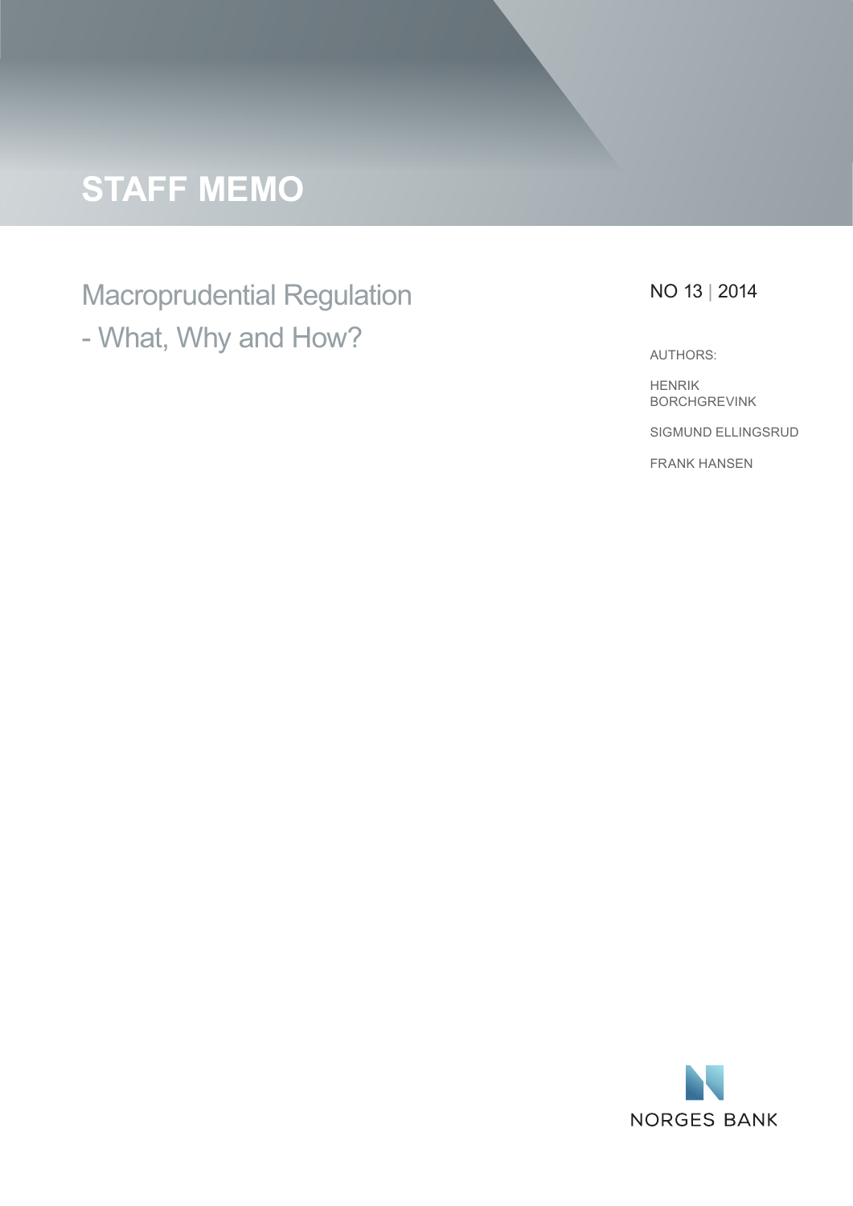# STAFF MEMO

## Macroprudential Regulation - What, Why and How?

NO 13 | 2014

AUTHORS:

HENRIK BORCHGREVINK

SIGMUND ELLINGSRUD

FRANK HANSEN

NORGES BANK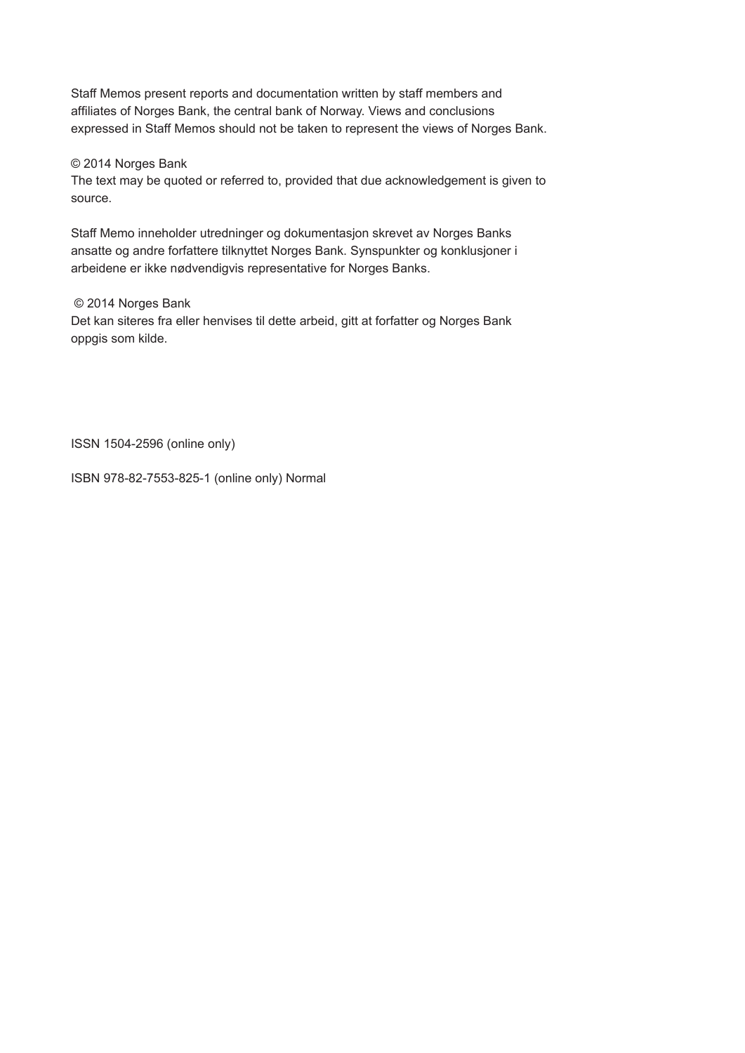Staff Memos present reports and documentation written by staff members and affiliates of Norges Bank, the central bank of Norway. Views and conclusions expressed in Staff Memos should not be taken to represent the views of Norges Bank.

© 2014 Norges Bank
The text may be quoted or referred to, provided that due acknowledgement is given to source.

Staff Memo inneholder utredninger og dokumentasjon skrevet av Norges Banks ansatte og andre forfattere tilknyttet Norges Bank. Synspunkter og konklusjoner i arbeidene er ikke nødvendigvis representative for Norges Banks.

© 2014 Norges Bank
Det kan siteres fra eller henvises til dette arbeid, gitt at forfatter og Norges Bank oppgis som kilde.

ISSN 1504-2596 (online only)

ISBN 978-82-7553-825-1 (online only) Normal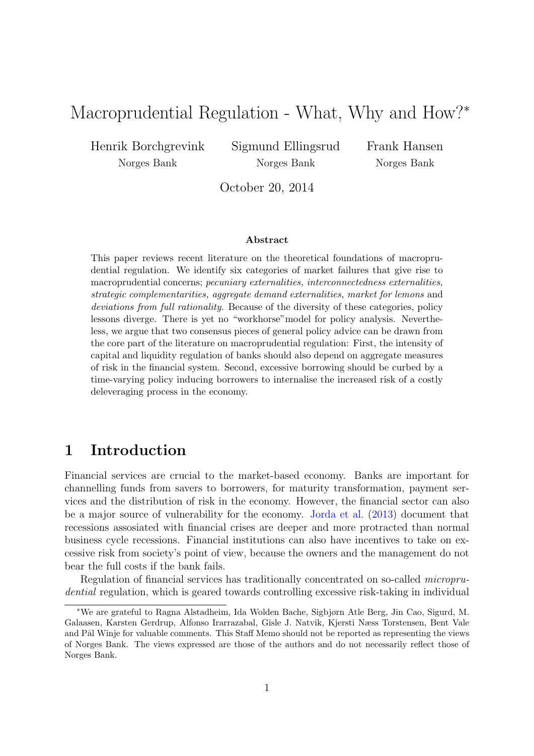// Macroprudential Regulation - What, Why and How?*

Henrik Borchgrevink
Norges Bank

Sigmund Ellingsrud
Norges Bank

Frank Hansen
Norges Bank

October 20, 2014

**Abstract**

This paper reviews recent literature on the theoretical foundations of macroprudential regulation. We identify six categories of market failures that give rise to macroprudential concerns; *pecuniary externalities, interconnectedness externalities, strategic complementarities, aggregate demand externalities, market for lemons* and *deviations from full rationality*. Because of the diversity of these categories, policy lessons diverge. There is yet no "workhorse"model for policy analysis. Nevertheless, we argue that two consensus pieces of general policy advice can be drawn from the core part of the literature on macroprudential regulation: First, the intensity of capital and liquidity regulation of banks should also depend on aggregate measures of risk in the financial system. Second, excessive borrowing should be curbed by a time-varying policy inducing borrowers to internalise the increased risk of a costly deleveraging process in the economy.

## 1 Introduction

Financial services are crucial to the market-based economy. Banks are important for channelling funds from savers to borrowers, for maturity transformation, payment services and the distribution of risk in the economy. However, the financial sector can also be a major source of vulnerability for the economy. Jorda et al. (2013) document that recessions assosiated with financial crises are deeper and more protracted than normal business cycle recessions. Financial institutions can also have incentives to take on excessive risk from society's point of view, because the owners and the management do not bear the full costs if the bank fails.

Regulation of financial services has traditionally concentrated on so-called *microprudential* regulation, which is geared towards controlling excessive risk-taking in individual

*We are grateful to Ragna Alstadheim, Ida Wolden Bache, Sigbjørn Atle Berg, Jin Cao, Sigurd, M. Galaasen, Karsten Gerdrup, Alfonso Irarrazabal, Gisle J. Natvik, Kjersti Næss Torstensen, Bent Vale and Pål Winje for valuable comments. This Staff Memo should not be reported as representing the views of Norges Bank. The views expressed are those of the authors and do not necessarily reflect those of Norges Bank.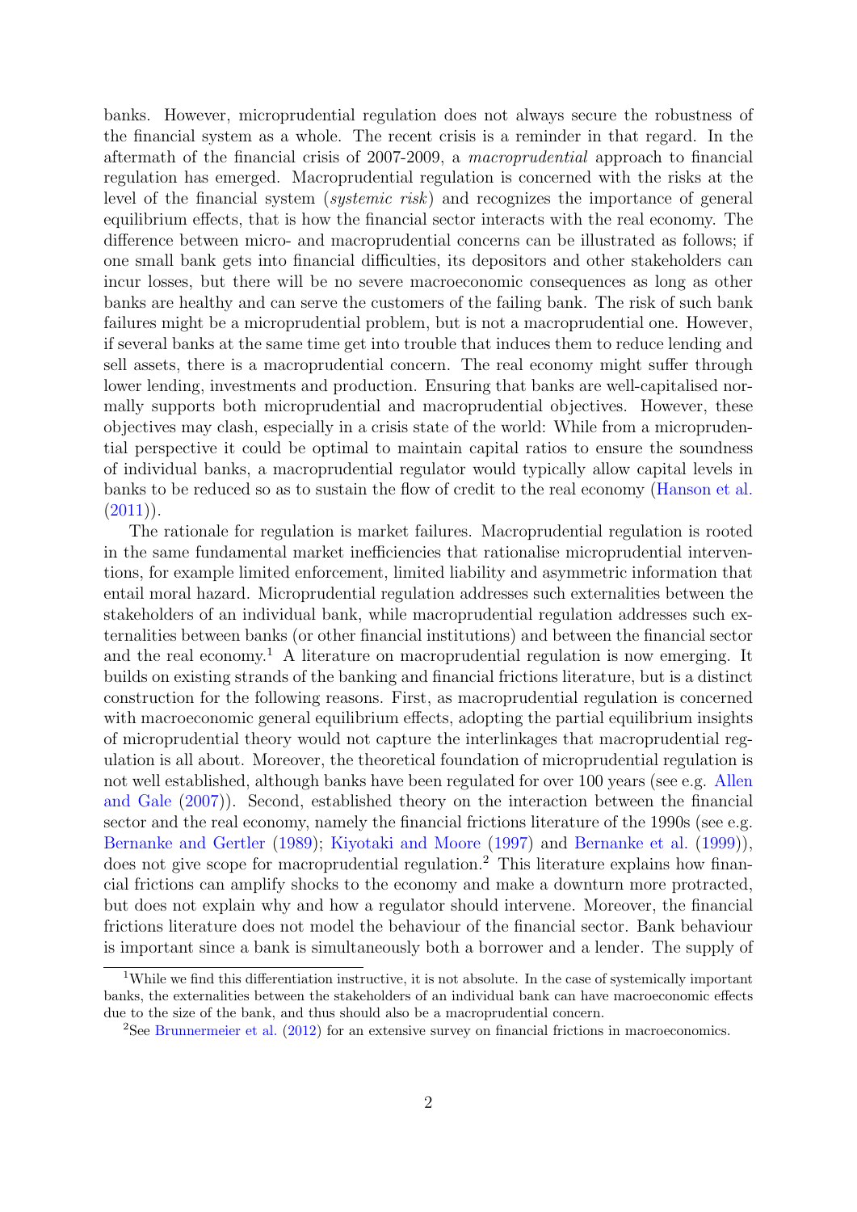banks. However, microprudential regulation does not always secure the robustness of the financial system as a whole. The recent crisis is a reminder in that regard. In the aftermath of the financial crisis of 2007-2009, a *macroprudential* approach to financial regulation has emerged. Macroprudential regulation is concerned with the risks at the level of the financial system (*systemic risk*) and recognizes the importance of general equilibrium effects, that is how the financial sector interacts with the real economy. The difference between micro- and macroprudential concerns can be illustrated as follows; if one small bank gets into financial difficulties, its depositors and other stakeholders can incur losses, but there will be no severe macroeconomic consequences as long as other banks are healthy and can serve the customers of the failing bank. The risk of such bank failures might be a microprudential problem, but is not a macroprudential one. However, if several banks at the same time get into trouble that induces them to reduce lending and sell assets, there is a macroprudential concern. The real economy might suffer through lower lending, investments and production. Ensuring that banks are well-capitalised normally supports both microprudential and macroprudential objectives. However, these objectives may clash, especially in a crisis state of the world: While from a microprudential perspective it could be optimal to maintain capital ratios to ensure the soundness of individual banks, a macroprudential regulator would typically allow capital levels in banks to be reduced so as to sustain the flow of credit to the real economy (Hanson et al. (2011)).

The rationale for regulation is market failures. Macroprudential regulation is rooted in the same fundamental market inefficiencies that rationalise microprudential interventions, for example limited enforcement, limited liability and asymmetric information that entail moral hazard. Microprudential regulation addresses such externalities between the stakeholders of an individual bank, while macroprudential regulation addresses such externalities between banks (or other financial institutions) and between the financial sector and the real economy.[1] A literature on macroprudential regulation is now emerging. It builds on existing strands of the banking and financial frictions literature, but is a distinct construction for the following reasons. First, as macroprudential regulation is concerned with macroeconomic general equilibrium effects, adopting the partial equilibrium insights of microprudential theory would not capture the interlinkages that macroprudential regulation is all about. Moreover, the theoretical foundation of microprudential regulation is not well established, although banks have been regulated for over 100 years (see e.g. Allen and Gale (2007)). Second, established theory on the interaction between the financial sector and the real economy, namely the financial frictions literature of the 1990s (see e.g. Bernanke and Gertler (1989); Kiyotaki and Moore (1997) and Bernanke et al. (1999)), does not give scope for macroprudential regulation.[2] This literature explains how financial frictions can amplify shocks to the economy and make a downturn more protracted, but does not explain why and how a regulator should intervene. Moreover, the financial frictions literature does not model the behaviour of the financial sector. Bank behaviour is important since a bank is simultaneously both a borrower and a lender. The supply of

[1] While we find this differentiation instructive, it is not absolute. In the case of systemically important banks, the externalities between the stakeholders of an individual bank can have macroeconomic effects due to the size of the bank, and thus should also be a macroprudential concern.

[2] See Brunnermeier et al. (2012) for an extensive survey on financial frictions in macroeconomics.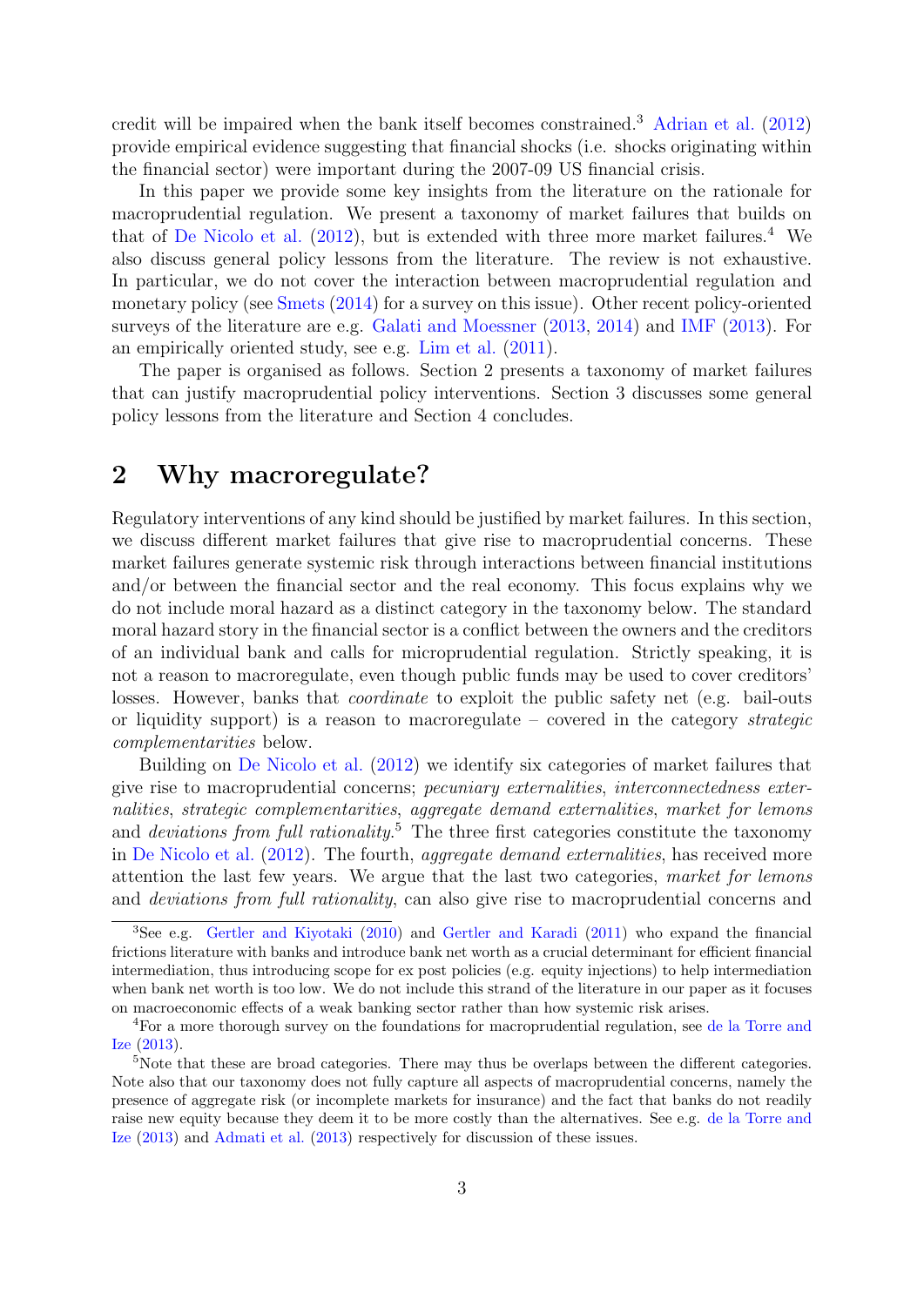credit will be impaired when the bank itself becomes constrained.[3] Adrian et al. (2012) provide empirical evidence suggesting that financial shocks (i.e. shocks originating within the financial sector) were important during the 2007-09 US financial crisis.

In this paper we provide some key insights from the literature on the rationale for macroprudential regulation. We present a taxonomy of market failures that builds on that of De Nicolo et al. (2012), but is extended with three more market failures.[4] We also discuss general policy lessons from the literature. The review is not exhaustive. In particular, we do not cover the interaction between macroprudential regulation and monetary policy (see Smets (2014) for a survey on this issue). Other recent policy-oriented surveys of the literature are e.g. Galati and Moessner (2013, 2014) and IMF (2013). For an empirically oriented study, see e.g. Lim et al. (2011).

The paper is organised as follows. Section 2 presents a taxonomy of market failures that can justify macroprudential policy interventions. Section 3 discusses some general policy lessons from the literature and Section 4 concludes.

# 2 Why macroregulate?

Regulatory interventions of any kind should be justified by market failures. In this section, we discuss different market failures that give rise to macroprudential concerns. These market failures generate systemic risk through interactions between financial institutions and/or between the financial sector and the real economy. This focus explains why we do not include moral hazard as a distinct category in the taxonomy below. The standard moral hazard story in the financial sector is a conflict between the owners and the creditors of an individual bank and calls for microprudential regulation. Strictly speaking, it is not a reason to macroregulate, even though public funds may be used to cover creditors' losses. However, banks that *coordinate* to exploit the public safety net (e.g. bail-outs or liquidity support) is a reason to macroregulate – covered in the category *strategic complementarities* below.

Building on De Nicolo et al. (2012) we identify six categories of market failures that give rise to macroprudential concerns; *pecuniary externalities*, *interconnectedness externalities*, *strategic complementarities*, *aggregate demand externalities*, *market for lemons* and *deviations from full rationality*.[5] The three first categories constitute the taxonomy in De Nicolo et al. (2012). The fourth, *aggregate demand externalities*, has received more attention the last few years. We argue that the last two categories, *market for lemons* and *deviations from full rationality*, can also give rise to macroprudential concerns and

---

[3] See e.g. Gertler and Kiyotaki (2010) and Gertler and Karadi (2011) who expand the financial frictions literature with banks and introduce bank net worth as a crucial determinant for efficient financial intermediation, thus introducing scope for ex post policies (e.g. equity injections) to help intermediation when bank net worth is too low. We do not include this strand of the literature in our paper as it focuses on macroeconomic effects of a weak banking sector rather than how systemic risk arises.

[4] For a more thorough survey on the foundations for macroprudential regulation, see de la Torre and Ize (2013).

[5] Note that these are broad categories. There may thus be overlaps between the different categories. Note also that our taxonomy does not fully capture all aspects of macroprudential concerns, namely the presence of aggregate risk (or incomplete markets for insurance) and the fact that banks do not readily raise new equity because they deem it to be more costly than the alternatives. See e.g. de la Torre and Ize (2013) and Admati et al. (2013) respectively for discussion of these issues.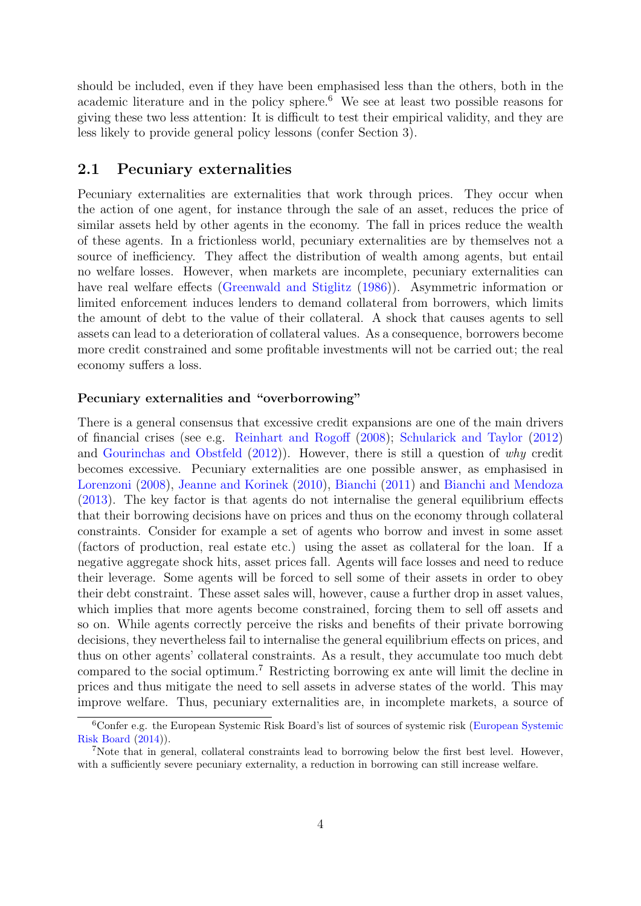should be included, even if they have been emphasised less than the others, both in the academic literature and in the policy sphere.[6] We see at least two possible reasons for giving these two less attention: It is difficult to test their empirical validity, and they are less likely to provide general policy lessons (confer Section 3).

## 2.1 Pecuniary externalities

Pecuniary externalities are externalities that work through prices. They occur when the action of one agent, for instance through the sale of an asset, reduces the price of similar assets held by other agents in the economy. The fall in prices reduce the wealth of these agents. In a frictionless world, pecuniary externalities are by themselves not a source of inefficiency. They affect the distribution of wealth among agents, but entail no welfare losses. However, when markets are incomplete, pecuniary externalities can have real welfare effects (Greenwald and Stiglitz (1986)). Asymmetric information or limited enforcement induces lenders to demand collateral from borrowers, which limits the amount of debt to the value of their collateral. A shock that causes agents to sell assets can lead to a deterioration of collateral values. As a consequence, borrowers become more credit constrained and some profitable investments will not be carried out; the real economy suffers a loss.

#### Pecuniary externalities and "overborrowing"

There is a general consensus that excessive credit expansions are one of the main drivers of financial crises (see e.g. Reinhart and Rogoff (2008); Schularick and Taylor (2012) and Gourinchas and Obstfeld (2012)). However, there is still a question of *why* credit becomes excessive. Pecuniary externalities are one possible answer, as emphasised in Lorenzoni (2008), Jeanne and Korinek (2010), Bianchi (2011) and Bianchi and Mendoza (2013). The key factor is that agents do not internalise the general equilibrium effects that their borrowing decisions have on prices and thus on the economy through collateral constraints. Consider for example a set of agents who borrow and invest in some asset (factors of production, real estate etc.) using the asset as collateral for the loan. If a negative aggregate shock hits, asset prices fall. Agents will face losses and need to reduce their leverage. Some agents will be forced to sell some of their assets in order to obey their debt constraint. These asset sales will, however, cause a further drop in asset values, which implies that more agents become constrained, forcing them to sell off assets and so on. While agents correctly perceive the risks and benefits of their private borrowing decisions, they nevertheless fail to internalise the general equilibrium effects on prices, and thus on other agents' collateral constraints. As a result, they accumulate too much debt compared to the social optimum.[7] Restricting borrowing ex ante will limit the decline in prices and thus mitigate the need to sell assets in adverse states of the world. This may improve welfare. Thus, pecuniary externalities are, in incomplete markets, a source of

[6] Confer e.g. the European Systemic Risk Board's list of sources of systemic risk (European Systemic Risk Board (2014)).

[7] Note that in general, collateral constraints lead to borrowing below the first best level. However, with a sufficiently severe pecuniary externality, a reduction in borrowing can still increase welfare.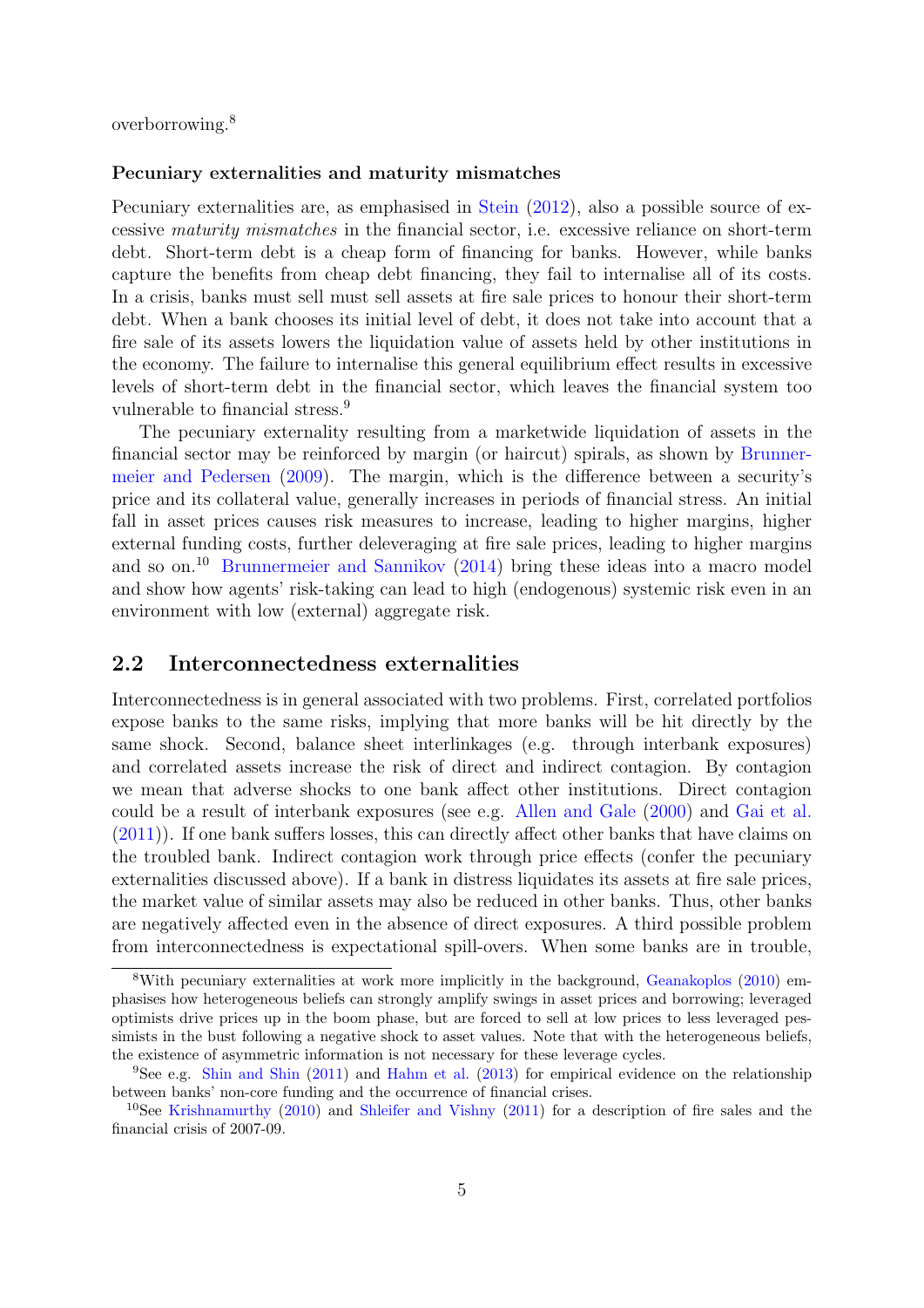overborrowing.[8]

**Pecuniary externalities and maturity mismatches**

Pecuniary externalities are, as emphasised in Stein (2012), also a possible source of excessive *maturity mismatches* in the financial sector, i.e. excessive reliance on short-term debt. Short-term debt is a cheap form of financing for banks. However, while banks capture the benefits from cheap debt financing, they fail to internalise all of its costs. In a crisis, banks must sell must sell assets at fire sale prices to honour their short-term debt. When a bank chooses its initial level of debt, it does not take into account that a fire sale of its assets lowers the liquidation value of assets held by other institutions in the economy. The failure to internalise this general equilibrium effect results in excessive levels of short-term debt in the financial sector, which leaves the financial system too vulnerable to financial stress.[9]

The pecuniary externality resulting from a marketwide liquidation of assets in the financial sector may be reinforced by margin (or haircut) spirals, as shown by Brunnermeier and Pedersen (2009). The margin, which is the difference between a security's price and its collateral value, generally increases in periods of financial stress. An initial fall in asset prices causes risk measures to increase, leading to higher margins, higher external funding costs, further deleveraging at fire sale prices, leading to higher margins and so on.[10] Brunnermeier and Sannikov (2014) bring these ideas into a macro model and show how agents' risk-taking can lead to high (endogenous) systemic risk even in an environment with low (external) aggregate risk.

## 2.2 Interconnectedness externalities

Interconnectedness is in general associated with two problems. First, correlated portfolios expose banks to the same risks, implying that more banks will be hit directly by the same shock. Second, balance sheet interlinkages (e.g. through interbank exposures) and correlated assets increase the risk of direct and indirect contagion. By contagion we mean that adverse shocks to one bank affect other institutions. Direct contagion could be a result of interbank exposures (see e.g. Allen and Gale (2000) and Gai et al. (2011)). If one bank suffers losses, this can directly affect other banks that have claims on the troubled bank. Indirect contagion work through price effects (confer the pecuniary externalities discussed above). If a bank in distress liquidates its assets at fire sale prices, the market value of similar assets may also be reduced in other banks. Thus, other banks are negatively affected even in the absence of direct exposures. A third possible problem from interconnectedness is expectational spill-overs. When some banks are in trouble,

---

[8] With pecuniary externalities at work more implicitly in the background, Geanakoplos (2010) emphasises how heterogeneous beliefs can strongly amplify swings in asset prices and borrowing; leveraged optimists drive prices up in the boom phase, but are forced to sell at low prices to less leveraged pessimists in the bust following a negative shock to asset values. Note that with the heterogeneous beliefs, the existence of asymmetric information is not necessary for these leverage cycles.

[9] See e.g. Shin and Shin (2011) and Hahm et al. (2013) for empirical evidence on the relationship between banks' non-core funding and the occurrence of financial crises.

[10] See Krishnamurthy (2010) and Shleifer and Vishny (2011) for a description of fire sales and the financial crisis of 2007-09.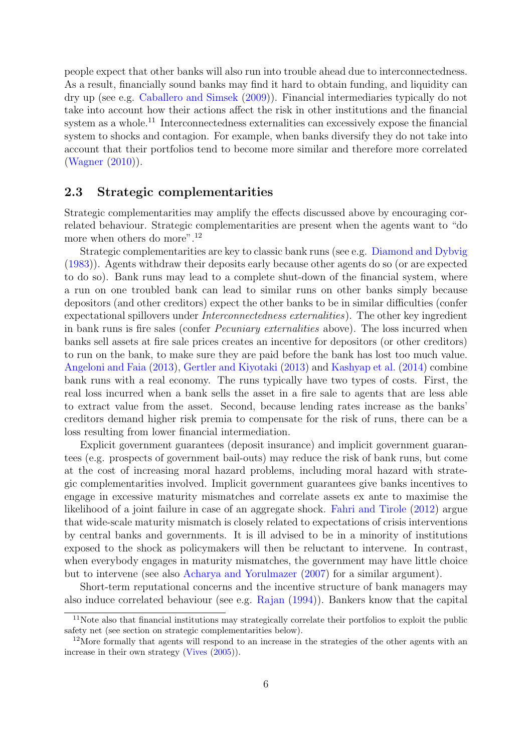people expect that other banks will also run into trouble ahead due to interconnectedness. As a result, financially sound banks may find it hard to obtain funding, and liquidity can dry up (see e.g. Caballero and Simsek (2009)). Financial intermediaries typically do not take into account how their actions affect the risk in other institutions and the financial system as a whole.[11] Interconnectedness externalities can excessively expose the financial system to shocks and contagion. For example, when banks diversify they do not take into account that their portfolios tend to become more similar and therefore more correlated (Wagner (2010)).

### 2.3 Strategic complementarities

Strategic complementarities may amplify the effects discussed above by encouraging correlated behaviour. Strategic complementarities are present when the agents want to "do more when others do more".[12]

Strategic complementarities are key to classic bank runs (see e.g. Diamond and Dybvig (1983)). Agents withdraw their deposits early because other agents do so (or are expected to do so). Bank runs may lead to a complete shut-down of the financial system, where a run on one troubled bank can lead to similar runs on other banks simply because depositors (and other creditors) expect the other banks to be in similar difficulties (confer expectational spillovers under *Interconnectedness externalities*). The other key ingredient in bank runs is fire sales (confer *Pecuniary externalities* above). The loss incurred when banks sell assets at fire sale prices creates an incentive for depositors (or other creditors) to run on the bank, to make sure they are paid before the bank has lost too much value. Angeloni and Faia (2013), Gertler and Kiyotaki (2013) and Kashyap et al. (2014) combine bank runs with a real economy. The runs typically have two types of costs. First, the real loss incurred when a bank sells the asset in a fire sale to agents that are less able to extract value from the asset. Second, because lending rates increase as the banks' creditors demand higher risk premia to compensate for the risk of runs, there can be a loss resulting from lower financial intermediation.

Explicit government guarantees (deposit insurance) and implicit government guarantees (e.g. prospects of government bail-outs) may reduce the risk of bank runs, but come at the cost of increasing moral hazard problems, including moral hazard with strategic complementarities involved. Implicit government guarantees give banks incentives to engage in excessive maturity mismatches and correlate assets ex ante to maximise the likelihood of a joint failure in case of an aggregate shock. Fahri and Tirole (2012) argue that wide-scale maturity mismatch is closely related to expectations of crisis interventions by central banks and governments. It is ill advised to be in a minority of institutions exposed to the shock as policymakers will then be reluctant to intervene. In contrast, when everybody engages in maturity mismatches, the government may have little choice but to intervene (see also Acharya and Yorulmazer (2007) for a similar argument).

Short-term reputational concerns and the incentive structure of bank managers may also induce correlated behaviour (see e.g. Rajan (1994)). Bankers know that the capital

---

[11] Note also that financial institutions may strategically correlate their portfolios to exploit the public safety net (see section on strategic complementarities below).

[12] More formally that agents will respond to an increase in the strategies of the other agents with an increase in their own strategy (Vives (2005)).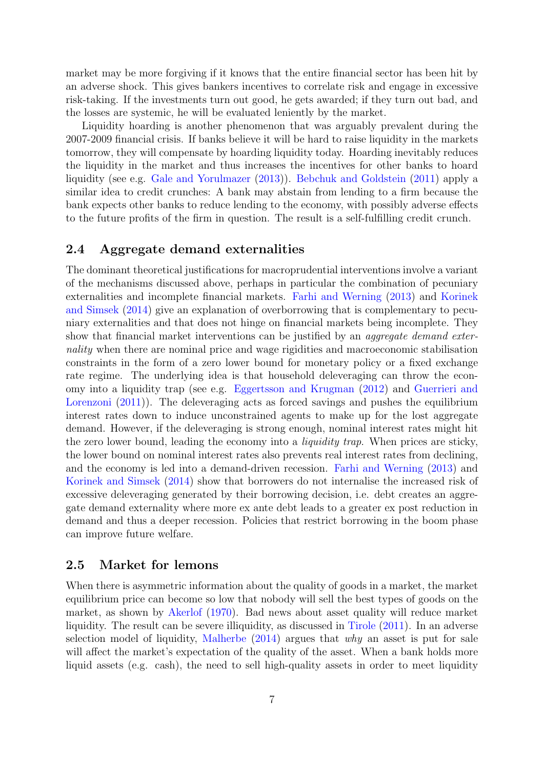market may be more forgiving if it knows that the entire financial sector has been hit by an adverse shock. This gives bankers incentives to correlate risk and engage in excessive risk-taking. If the investments turn out good, he gets awarded; if they turn out bad, and the losses are systemic, he will be evaluated leniently by the market.

Liquidity hoarding is another phenomenon that was arguably prevalent during the 2007-2009 financial crisis. If banks believe it will be hard to raise liquidity in the markets tomorrow, they will compensate by hoarding liquidity today. Hoarding inevitably reduces the liquidity in the market and thus increases the incentives for other banks to hoard liquidity (see e.g. Gale and Yorulmazer (2013)). Bebchuk and Goldstein (2011) apply a similar idea to credit crunches: A bank may abstain from lending to a firm because the bank expects other banks to reduce lending to the economy, with possibly adverse effects to the future profits of the firm in question. The result is a self-fulfilling credit crunch.

## 2.4 Aggregate demand externalities

The dominant theoretical justifications for macroprudential interventions involve a variant of the mechanisms discussed above, perhaps in particular the combination of pecuniary externalities and incomplete financial markets. Farhi and Werning (2013) and Korinek and Simsek (2014) give an explanation of overborrowing that is complementary to pecuniary externalities and that does not hinge on financial markets being incomplete. They show that financial market interventions can be justified by an *aggregate demand externality* when there are nominal price and wage rigidities and macroeconomic stabilisation constraints in the form of a zero lower bound for monetary policy or a fixed exchange rate regime. The underlying idea is that household deleveraging can throw the economy into a liquidity trap (see e.g. Eggertsson and Krugman (2012) and Guerrieri and Lorenzoni (2011)). The deleveraging acts as forced savings and pushes the equilibrium interest rates down to induce unconstrained agents to make up for the lost aggregate demand. However, if the deleveraging is strong enough, nominal interest rates might hit the zero lower bound, leading the economy into a *liquidity trap*. When prices are sticky, the lower bound on nominal interest rates also prevents real interest rates from declining, and the economy is led into a demand-driven recession. Farhi and Werning (2013) and Korinek and Simsek (2014) show that borrowers do not internalise the increased risk of excessive deleveraging generated by their borrowing decision, i.e. debt creates an aggregate demand externality where more ex ante debt leads to a greater ex post reduction in demand and thus a deeper recession. Policies that restrict borrowing in the boom phase can improve future welfare.

## 2.5 Market for lemons

When there is asymmetric information about the quality of goods in a market, the market equilibrium price can become so low that nobody will sell the best types of goods on the market, as shown by Akerlof (1970). Bad news about asset quality will reduce market liquidity. The result can be severe illiquidity, as discussed in Tirole (2011). In an adverse selection model of liquidity, Malherbe (2014) argues that *why* an asset is put for sale will affect the market's expectation of the quality of the asset. When a bank holds more liquid assets (e.g. cash), the need to sell high-quality assets in order to meet liquidity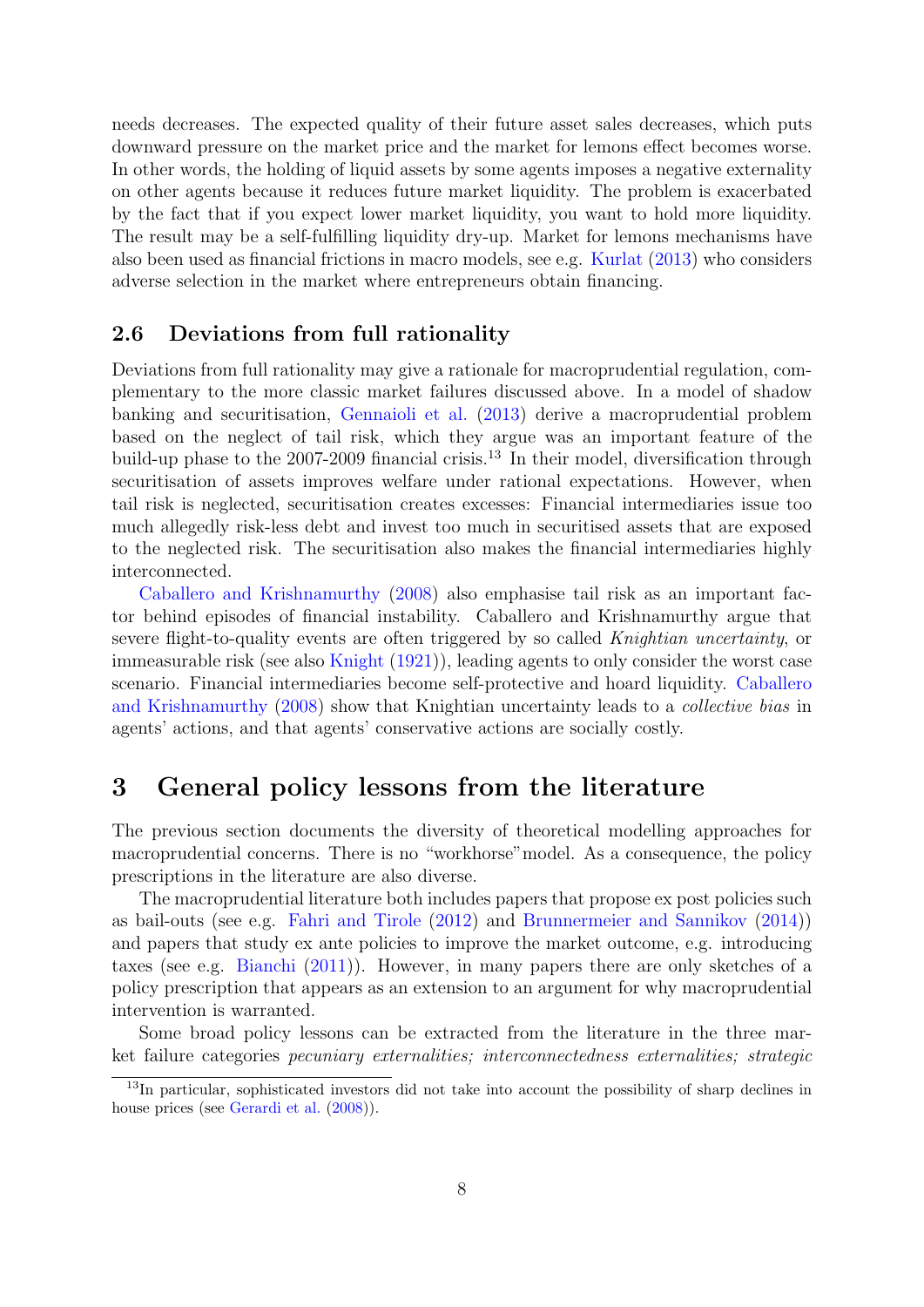needs decreases. The expected quality of their future asset sales decreases, which puts downward pressure on the market price and the market for lemons effect becomes worse. In other words, the holding of liquid assets by some agents imposes a negative externality on other agents because it reduces future market liquidity. The problem is exacerbated by the fact that if you expect lower market liquidity, you want to hold more liquidity. The result may be a self-fulfilling liquidity dry-up. Market for lemons mechanisms have also been used as financial frictions in macro models, see e.g. Kurlat (2013) who considers adverse selection in the market where entrepreneurs obtain financing.

### 2.6 Deviations from full rationality

Deviations from full rationality may give a rationale for macroprudential regulation, complementary to the more classic market failures discussed above. In a model of shadow banking and securitisation, Gennaioli et al. (2013) derive a macroprudential problem based on the neglect of tail risk, which they argue was an important feature of the build-up phase to the 2007-2009 financial crisis.[13] In their model, diversification through securitisation of assets improves welfare under rational expectations. However, when tail risk is neglected, securitisation creates excesses: Financial intermediaries issue too much allegedly risk-less debt and invest too much in securitised assets that are exposed to the neglected risk. The securitisation also makes the financial intermediaries highly interconnected.

Caballero and Krishnamurthy (2008) also emphasise tail risk as an important factor behind episodes of financial instability. Caballero and Krishnamurthy argue that severe flight-to-quality events are often triggered by so called *Knightian uncertainty*, or immeasurable risk (see also Knight (1921)), leading agents to only consider the worst case scenario. Financial intermediaries become self-protective and hoard liquidity. Caballero and Krishnamurthy (2008) show that Knightian uncertainty leads to a *collective bias* in agents' actions, and that agents' conservative actions are socially costly.

## 3 General policy lessons from the literature

The previous section documents the diversity of theoretical modelling approaches for macroprudential concerns. There is no "workhorse" model. As a consequence, the policy prescriptions in the literature are also diverse.

The macroprudential literature both includes papers that propose ex post policies such as bail-outs (see e.g. Fahri and Tirole (2012) and Brunnermeier and Sannikov (2014)) and papers that study ex ante policies to improve the market outcome, e.g. introducing taxes (see e.g. Bianchi (2011)). However, in many papers there are only sketches of a policy prescription that appears as an extension to an argument for why macroprudential intervention is warranted.

Some broad policy lessons can be extracted from the literature in the three market failure categories *pecuniary externalities; interconnectedness externalities; strategic*

[13] In particular, sophisticated investors did not take into account the possibility of sharp declines in house prices (see Gerardi et al. (2008)).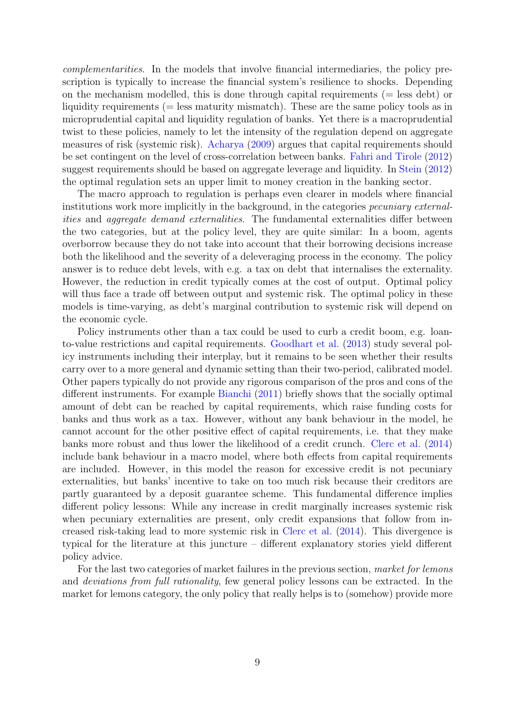*complementarities*. In the models that involve financial intermediaries, the policy prescription is typically to increase the financial system's resilience to shocks. Depending on the mechanism modelled, this is done through capital requirements (= less debt) or liquidity requirements (= less maturity mismatch). These are the same policy tools as in microprudential capital and liquidity regulation of banks. Yet there is a macroprudential twist to these policies, namely to let the intensity of the regulation depend on aggregate measures of risk (systemic risk). Acharya (2009) argues that capital requirements should be set contingent on the level of cross-correlation between banks. Fahri and Tirole (2012) suggest requirements should be based on aggregate leverage and liquidity. In Stein (2012) the optimal regulation sets an upper limit to money creation in the banking sector.

The macro approach to regulation is perhaps even clearer in models where financial institutions work more implicitly in the background, in the categories *pecuniary externalities* and *aggregate demand externalities*. The fundamental externalities differ between the two categories, but at the policy level, they are quite similar: In a boom, agents overborrow because they do not take into account that their borrowing decisions increase both the likelihood and the severity of a deleveraging process in the economy. The policy answer is to reduce debt levels, with e.g. a tax on debt that internalises the externality. However, the reduction in credit typically comes at the cost of output. Optimal policy will thus face a trade off between output and systemic risk. The optimal policy in these models is time-varying, as debt's marginal contribution to systemic risk will depend on the economic cycle.

Policy instruments other than a tax could be used to curb a credit boom, e.g. loan-to-value restrictions and capital requirements. Goodhart et al. (2013) study several policy instruments including their interplay, but it remains to be seen whether their results carry over to a more general and dynamic setting than their two-period, calibrated model. Other papers typically do not provide any rigorous comparison of the pros and cons of the different instruments. For example Bianchi (2011) briefly shows that the socially optimal amount of debt can be reached by capital requirements, which raise funding costs for banks and thus work as a tax. However, without any bank behaviour in the model, he cannot account for the other positive effect of capital requirements, i.e. that they make banks more robust and thus lower the likelihood of a credit crunch. Clerc et al. (2014) include bank behaviour in a macro model, where both effects from capital requirements are included. However, in this model the reason for excessive credit is not pecuniary externalities, but banks' incentive to take on too much risk because their creditors are partly guaranteed by a deposit guarantee scheme. This fundamental difference implies different policy lessons: While any increase in credit marginally increases systemic risk when pecuniary externalities are present, only credit expansions that follow from increased risk-taking lead to more systemic risk in Clerc et al. (2014). This divergence is typical for the literature at this juncture – different explanatory stories yield different policy advice.

For the last two categories of market failures in the previous section, *market for lemons* and *deviations from full rationality*, few general policy lessons can be extracted. In the market for lemons category, the only policy that really helps is to (somehow) provide more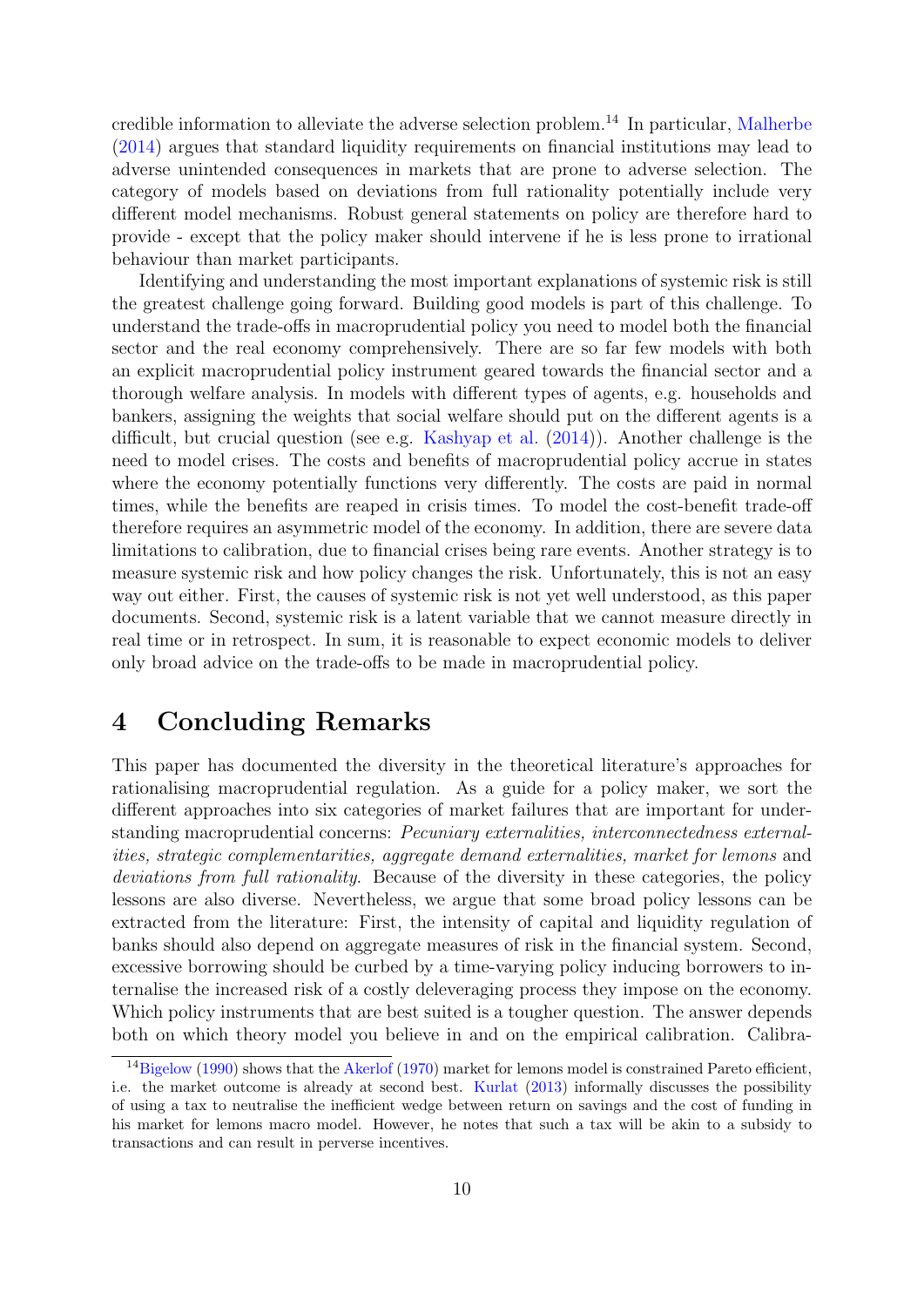credible information to alleviate the adverse selection problem.[14] In particular, Malherbe (2014) argues that standard liquidity requirements on financial institutions may lead to adverse unintended consequences in markets that are prone to adverse selection. The category of models based on deviations from full rationality potentially include very different model mechanisms. Robust general statements on policy are therefore hard to provide - except that the policy maker should intervene if he is less prone to irrational behaviour than market participants.

Identifying and understanding the most important explanations of systemic risk is still the greatest challenge going forward. Building good models is part of this challenge. To understand the trade-offs in macroprudential policy you need to model both the financial sector and the real economy comprehensively. There are so far few models with both an explicit macroprudential policy instrument geared towards the financial sector and a thorough welfare analysis. In models with different types of agents, e.g. households and bankers, assigning the weights that social welfare should put on the different agents is a difficult, but crucial question (see e.g. Kashyap et al. (2014)). Another challenge is the need to model crises. The costs and benefits of macroprudential policy accrue in states where the economy potentially functions very differently. The costs are paid in normal times, while the benefits are reaped in crisis times. To model the cost-benefit trade-off therefore requires an asymmetric model of the economy. In addition, there are severe data limitations to calibration, due to financial crises being rare events. Another strategy is to measure systemic risk and how policy changes the risk. Unfortunately, this is not an easy way out either. First, the causes of systemic risk is not yet well understood, as this paper documents. Second, systemic risk is a latent variable that we cannot measure directly in real time or in retrospect. In sum, it is reasonable to expect economic models to deliver only broad advice on the trade-offs to be made in macroprudential policy.

# 4 Concluding Remarks

This paper has documented the diversity in the theoretical literature's approaches for rationalising macroprudential regulation. As a guide for a policy maker, we sort the different approaches into six categories of market failures that are important for understanding macroprudential concerns: *Pecuniary externalities, interconnectedness externalities, strategic complementarities, aggregate demand externalities, market for lemons* and *deviations from full rationality*. Because of the diversity in these categories, the policy lessons are also diverse. Nevertheless, we argue that some broad policy lessons can be extracted from the literature: First, the intensity of capital and liquidity regulation of banks should also depend on aggregate measures of risk in the financial system. Second, excessive borrowing should be curbed by a time-varying policy inducing borrowers to internalise the increased risk of a costly deleveraging process they impose on the economy. Which policy instruments that are best suited is a tougher question. The answer depends both on which theory model you believe in and on the empirical calibration. Calibra-

[14] Bigelow (1990) shows that the Akerlof (1970) market for lemons model is constrained Pareto efficient, i.e. the market outcome is already at second best. Kurlat (2013) informally discusses the possibility of using a tax to neutralise the inefficient wedge between return on savings and the cost of funding in his market for lemons macro model. However, he notes that such a tax will be akin to a subsidy to transactions and can result in perverse incentives.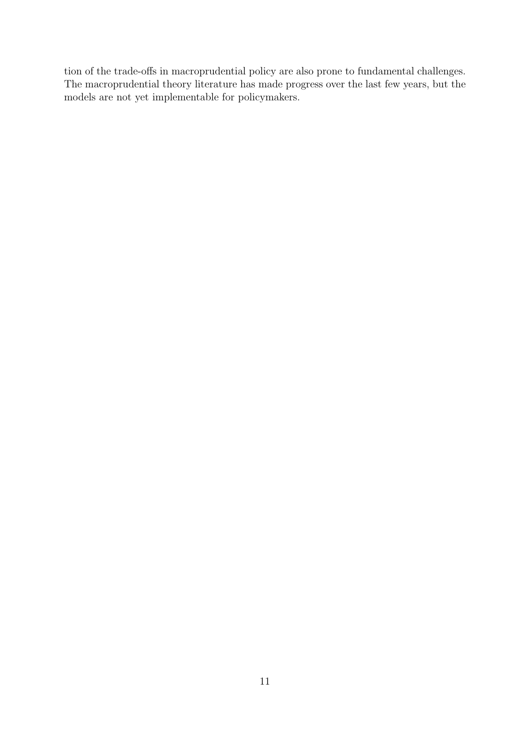tion of the trade-offs in macroprudential policy are also prone to fundamental challenges. The macroprudential theory literature has made progress over the last few years, but the models are not yet implementable for policymakers.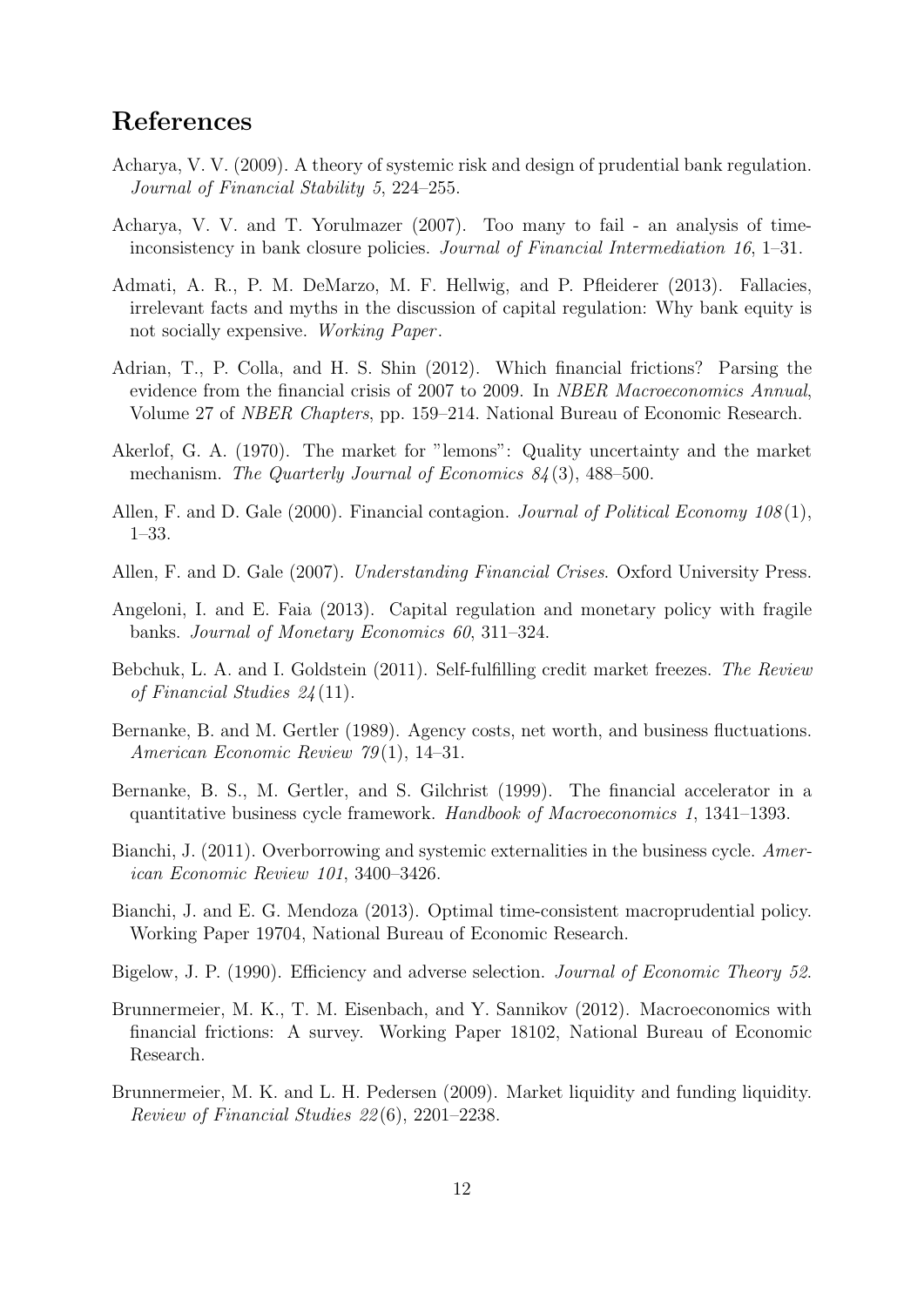## References

Acharya, V. V. (2009). A theory of systemic risk and design of prudential bank regulation. *Journal of Financial Stability 5*, 224–255.

Acharya, V. V. and T. Yorulmazer (2007). Too many to fail - an analysis of time-inconsistency in bank closure policies. *Journal of Financial Intermediation 16*, 1–31.

Admati, A. R., P. M. DeMarzo, M. F. Hellwig, and P. Pfleiderer (2013). Fallacies, irrelevant facts and myths in the discussion of capital regulation: Why bank equity is not socially expensive. *Working Paper*.

Adrian, T., P. Colla, and H. S. Shin (2012). Which financial frictions? Parsing the evidence from the financial crisis of 2007 to 2009. In *NBER Macroeconomics Annual*, Volume 27 of *NBER Chapters*, pp. 159–214. National Bureau of Economic Research.

Akerlof, G. A. (1970). The market for "lemons": Quality uncertainty and the market mechanism. *The Quarterly Journal of Economics 84*(3), 488–500.

Allen, F. and D. Gale (2000). Financial contagion. *Journal of Political Economy 108*(1), 1–33.

Allen, F. and D. Gale (2007). *Understanding Financial Crises*. Oxford University Press.

Angeloni, I. and E. Faia (2013). Capital regulation and monetary policy with fragile banks. *Journal of Monetary Economics 60*, 311–324.

Bebchuk, L. A. and I. Goldstein (2011). Self-fulfilling credit market freezes. *The Review of Financial Studies 24*(11).

Bernanke, B. and M. Gertler (1989). Agency costs, net worth, and business fluctuations. *American Economic Review 79*(1), 14–31.

Bernanke, B. S., M. Gertler, and S. Gilchrist (1999). The financial accelerator in a quantitative business cycle framework. *Handbook of Macroeconomics 1*, 1341–1393.

Bianchi, J. (2011). Overborrowing and systemic externalities in the business cycle. *American Economic Review 101*, 3400–3426.

Bianchi, J. and E. G. Mendoza (2013). Optimal time-consistent macroprudential policy. Working Paper 19704, National Bureau of Economic Research.

Bigelow, J. P. (1990). Efficiency and adverse selection. *Journal of Economic Theory 52*.

Brunnermeier, M. K., T. M. Eisenbach, and Y. Sannikov (2012). Macroeconomics with financial frictions: A survey. Working Paper 18102, National Bureau of Economic Research.

Brunnermeier, M. K. and L. H. Pedersen (2009). Market liquidity and funding liquidity. *Review of Financial Studies 22*(6), 2201–2238.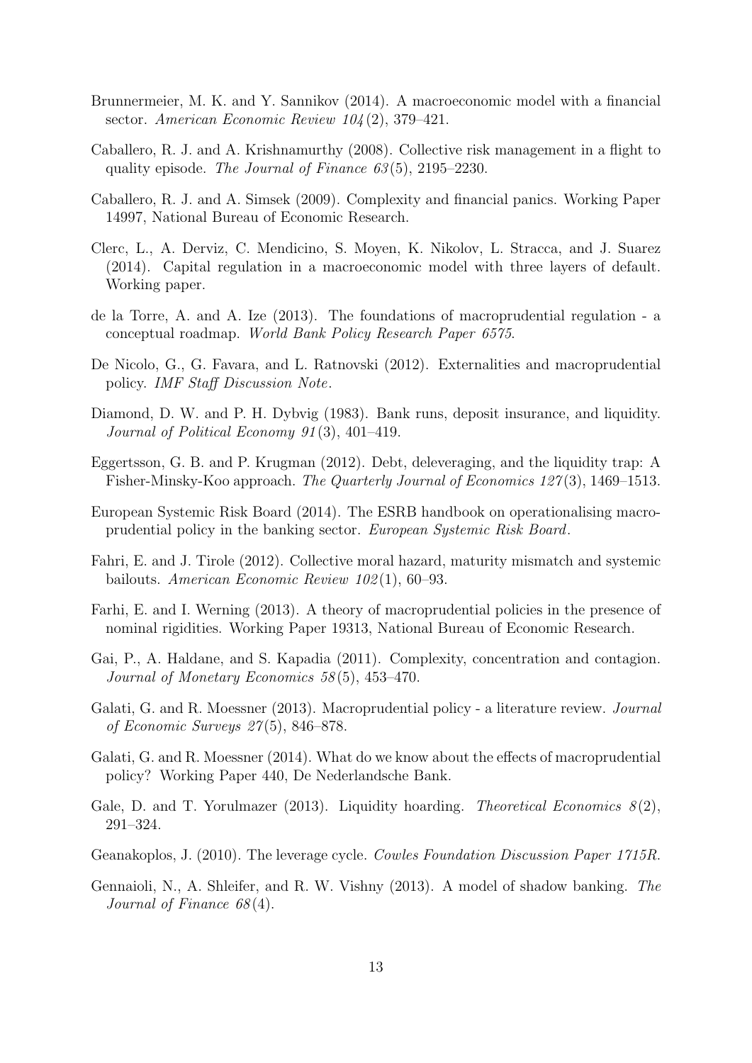Brunnermeier, M. K. and Y. Sannikov (2014). A macroeconomic model with a financial sector. *American Economic Review 104*(2), 379–421.

Caballero, R. J. and A. Krishnamurthy (2008). Collective risk management in a flight to quality episode. *The Journal of Finance 63*(5), 2195–2230.

Caballero, R. J. and A. Simsek (2009). Complexity and financial panics. Working Paper 14997, National Bureau of Economic Research.

Clerc, L., A. Derviz, C. Mendicino, S. Moyen, K. Nikolov, L. Stracca, and J. Suarez (2014). Capital regulation in a macroeconomic model with three layers of default. Working paper.

de la Torre, A. and A. Ize (2013). The foundations of macroprudential regulation - a conceptual roadmap. *World Bank Policy Research Paper 6575*.

De Nicolo, G., G. Favara, and L. Ratnovski (2012). Externalities and macroprudential policy. *IMF Staff Discussion Note*.

Diamond, D. W. and P. H. Dybvig (1983). Bank runs, deposit insurance, and liquidity. *Journal of Political Economy 91*(3), 401–419.

Eggertsson, G. B. and P. Krugman (2012). Debt, deleveraging, and the liquidity trap: A Fisher-Minsky-Koo approach. *The Quarterly Journal of Economics 127*(3), 1469–1513.

European Systemic Risk Board (2014). The ESRB handbook on operationalising macroprudential policy in the banking sector. *European Systemic Risk Board*.

Fahri, E. and J. Tirole (2012). Collective moral hazard, maturity mismatch and systemic bailouts. *American Economic Review 102*(1), 60–93.

Farhi, E. and I. Werning (2013). A theory of macroprudential policies in the presence of nominal rigidities. Working Paper 19313, National Bureau of Economic Research.

Gai, P., A. Haldane, and S. Kapadia (2011). Complexity, concentration and contagion. *Journal of Monetary Economics 58*(5), 453–470.

Galati, G. and R. Moessner (2013). Macroprudential policy - a literature review. *Journal of Economic Surveys 27*(5), 846–878.

Galati, G. and R. Moessner (2014). What do we know about the effects of macroprudential policy? Working Paper 440, De Nederlandsche Bank.

Gale, D. and T. Yorulmazer (2013). Liquidity hoarding. *Theoretical Economics 8*(2), 291–324.

Geanakoplos, J. (2010). The leverage cycle. *Cowles Foundation Discussion Paper 1715R*.

Gennaioli, N., A. Shleifer, and R. W. Vishny (2013). A model of shadow banking. *The Journal of Finance 68*(4).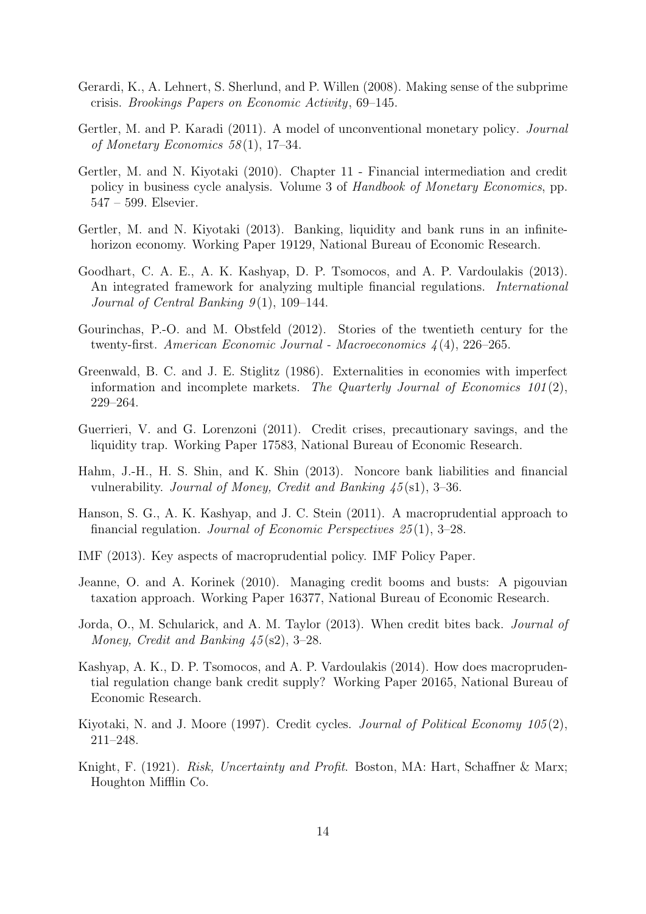Gerardi, K., A. Lehnert, S. Sherlund, and P. Willen (2008). Making sense of the subprime crisis. *Brookings Papers on Economic Activity*, 69–145.

Gertler, M. and P. Karadi (2011). A model of unconventional monetary policy. *Journal of Monetary Economics 58*(1), 17–34.

Gertler, M. and N. Kiyotaki (2010). Chapter 11 - Financial intermediation and credit policy in business cycle analysis. Volume 3 of *Handbook of Monetary Economics*, pp. 547 – 599. Elsevier.

Gertler, M. and N. Kiyotaki (2013). Banking, liquidity and bank runs in an infinite-horizon economy. Working Paper 19129, National Bureau of Economic Research.

Goodhart, C. A. E., A. K. Kashyap, D. P. Tsomocos, and A. P. Vardoulakis (2013). An integrated framework for analyzing multiple financial regulations. *International Journal of Central Banking 9*(1), 109–144.

Gourinchas, P.-O. and M. Obstfeld (2012). Stories of the twentieth century for the twenty-first. *American Economic Journal - Macroeconomics 4*(4), 226–265.

Greenwald, B. C. and J. E. Stiglitz (1986). Externalities in economies with imperfect information and incomplete markets. *The Quarterly Journal of Economics 101*(2), 229–264.

Guerrieri, V. and G. Lorenzoni (2011). Credit crises, precautionary savings, and the liquidity trap. Working Paper 17583, National Bureau of Economic Research.

Hahm, J.-H., H. S. Shin, and K. Shin (2013). Noncore bank liabilities and financial vulnerability. *Journal of Money, Credit and Banking 45*(s1), 3–36.

Hanson, S. G., A. K. Kashyap, and J. C. Stein (2011). A macroprudential approach to financial regulation. *Journal of Economic Perspectives 25*(1), 3–28.

IMF (2013). Key aspects of macroprudential policy. IMF Policy Paper.

Jeanne, O. and A. Korinek (2010). Managing credit booms and busts: A pigouvian taxation approach. Working Paper 16377, National Bureau of Economic Research.

Jorda, O., M. Schularick, and A. M. Taylor (2013). When credit bites back. *Journal of Money, Credit and Banking 45*(s2), 3–28.

Kashyap, A. K., D. P. Tsomocos, and A. P. Vardoulakis (2014). How does macroprudential regulation change bank credit supply? Working Paper 20165, National Bureau of Economic Research.

Kiyotaki, N. and J. Moore (1997). Credit cycles. *Journal of Political Economy 105*(2), 211–248.

Knight, F. (1921). *Risk, Uncertainty and Profit*. Boston, MA: Hart, Schaffner & Marx; Houghton Mifflin Co.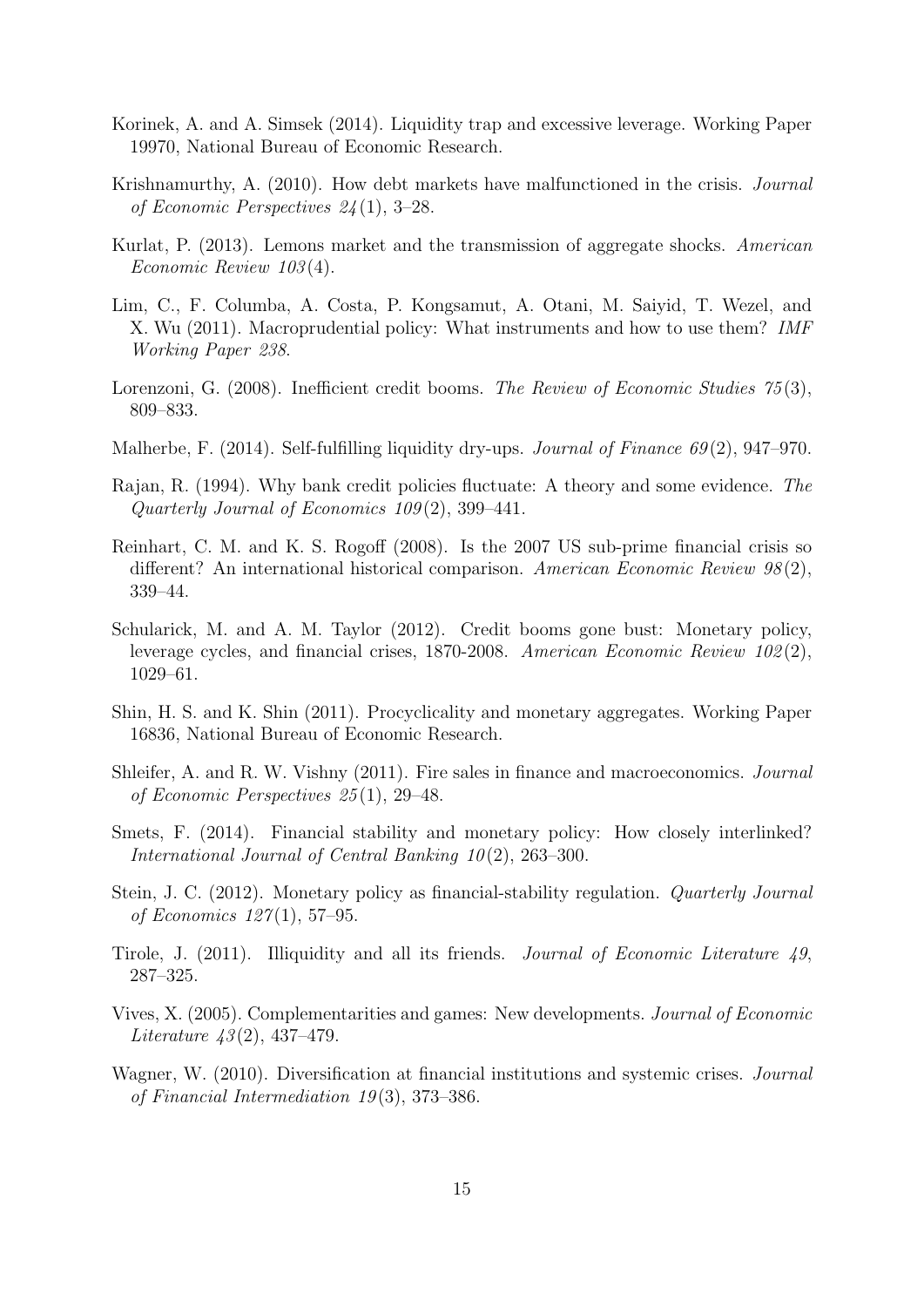Korinek, A. and A. Simsek (2014). Liquidity trap and excessive leverage. Working Paper 19970, National Bureau of Economic Research.

Krishnamurthy, A. (2010). How debt markets have malfunctioned in the crisis. *Journal of Economic Perspectives 24*(1), 3–28.

Kurlat, P. (2013). Lemons market and the transmission of aggregate shocks. *American Economic Review 103*(4).

Lim, C., F. Columba, A. Costa, P. Kongsamut, A. Otani, M. Saiyid, T. Wezel, and X. Wu (2011). Macroprudential policy: What instruments and how to use them? *IMF Working Paper 238*.

Lorenzoni, G. (2008). Inefficient credit booms. *The Review of Economic Studies 75*(3), 809–833.

Malherbe, F. (2014). Self-fulfilling liquidity dry-ups. *Journal of Finance 69*(2), 947–970.

Rajan, R. (1994). Why bank credit policies fluctuate: A theory and some evidence. *The Quarterly Journal of Economics 109*(2), 399–441.

Reinhart, C. M. and K. S. Rogoff (2008). Is the 2007 US sub-prime financial crisis so different? An international historical comparison. *American Economic Review 98*(2), 339–44.

Schularick, M. and A. M. Taylor (2012). Credit booms gone bust: Monetary policy, leverage cycles, and financial crises, 1870-2008. *American Economic Review 102*(2), 1029–61.

Shin, H. S. and K. Shin (2011). Procyclicality and monetary aggregates. Working Paper 16836, National Bureau of Economic Research.

Shleifer, A. and R. W. Vishny (2011). Fire sales in finance and macroeconomics. *Journal of Economic Perspectives 25*(1), 29–48.

Smets, F. (2014). Financial stability and monetary policy: How closely interlinked? *International Journal of Central Banking 10*(2), 263–300.

Stein, J. C. (2012). Monetary policy as financial-stability regulation. *Quarterly Journal of Economics 127*(1), 57–95.

Tirole, J. (2011). Illiquidity and all its friends. *Journal of Economic Literature 49*, 287–325.

Vives, X. (2005). Complementarities and games: New developments. *Journal of Economic Literature 43*(2), 437–479.

Wagner, W. (2010). Diversification at financial institutions and systemic crises. *Journal of Financial Intermediation 19*(3), 373–386.